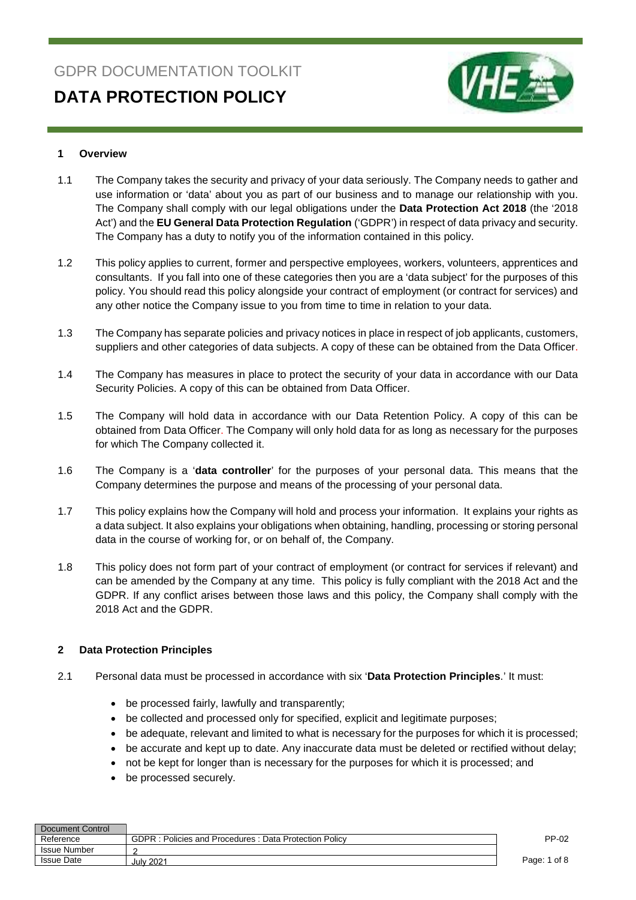GDPR DOCUMENTATION TOOLKIT

# DATA PROTECTION POLICY

## 1 Overview

1.1 The Company takes the security and privacy of your data seriously. The Company needs to gather and use information or 'data' about you as part of our business and to manage our relationship with you. The Company shall comply with our legal obligations under the **Data Protection Act 2018** (the '2018 Act') and the **EU General Data Protection Regulation** ('GDPR') in respect of data privacy and security. The Company has a duty to notify you of the information contained in this policy.

1.2 This policy applies to current, former and perspective employees, workers, volunteers, apprentices and consultants. If you fall into one of these categories then you are a 'data subject' for the purposes of this policy. You should read this policy alongside your contract of employment (or contract for services) and any other notice the Company issue to you from time to time in relation to your data.

1.3 The Company has separate policies and privacy notices in place in respect of job applicants, customers, suppliers and other categories of data subjects. A copy of these can be obtained from the Data Officer.

1.4 The Company has measures in place to protect the security of your data in accordance with our Data Security Policies. A copy of this can be obtained from Data Officer.

1.5 The Company will hold data in accordance with our Data Retention Policy. A copy of this can be obtained from Data Officer. The Company will only hold data for as long as necessary for the purposes for which The Company collected it.

1.6 The Company is a '**data controller**' for the purposes of your personal data. This means that the Company determines the purpose and means of the processing of your personal data.

1.7 This policy explains how the Company will hold and process your information. It explains your rights as a data subject. It also explains your obligations when obtaining, handling, processing or storing personal data in the course of working for, or on behalf of, the Company.

1.8 This policy does not form part of your contract of employment (or contract for services if relevant) and can be amended by the Company at any time. This policy is fully compliant with the 2018 Act and the GDPR. If any conflict arises between those laws and this policy, the Company shall comply with the 2018 Act and the GDPR.

## 2 Data Protection Principles

2.1 Personal data must be processed in accordance with six '**Data Protection Principles**.' It must:

- be processed fairly, lawfully and transparently;
- be collected and processed only for specified, explicit and legitimate purposes;
- be adequate, relevant and limited to what is necessary for the purposes for which it is processed;
- be accurate and kept up to date. Any inaccurate data must be deleted or rectified without delay;
- not be kept for longer than is necessary for the purposes for which it is processed; and
- be processed securely.

| Document Control | |
|---|---|
| Reference | GDPR : Policies and Procedures : Data Protection Policy |
| Issue Number | 2 |
| Issue Date | July 2021 |

PP-02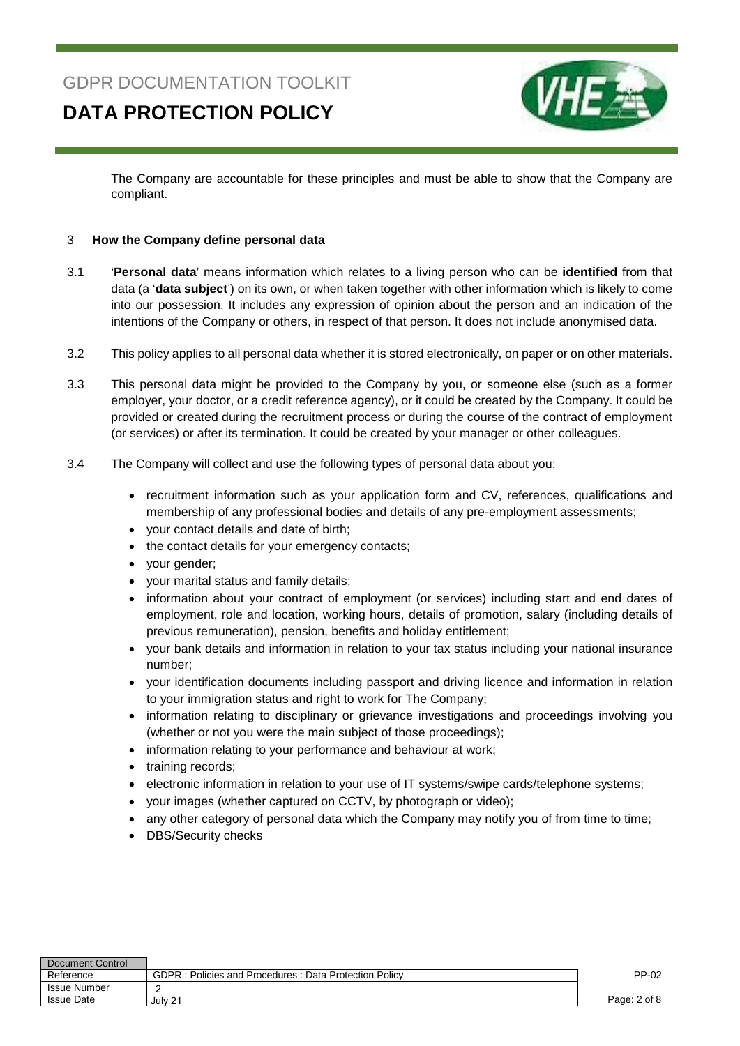The Company are accountable for these principles and must be able to show that the Company are compliant.

## 3 How the Company define personal data

3.1 '**Personal data**' means information which relates to a living person who can be **identified** from that data (a '**data subject**') on its own, or when taken together with other information which is likely to come into our possession. It includes any expression of opinion about the person and an indication of the intentions of the Company or others, in respect of that person. It does not include anonymised data.

3.2 This policy applies to all personal data whether it is stored electronically, on paper or on other materials.

3.3 This personal data might be provided to the Company by you, or someone else (such as a former employer, your doctor, or a credit reference agency), or it could be created by the Company. It could be provided or created during the recruitment process or during the course of the contract of employment (or services) or after its termination. It could be created by your manager or other colleagues.

3.4 The Company will collect and use the following types of personal data about you:

- recruitment information such as your application form and CV, references, qualifications and membership of any professional bodies and details of any pre-employment assessments;
- your contact details and date of birth;
- the contact details for your emergency contacts;
- your gender;
- your marital status and family details;
- information about your contract of employment (or services) including start and end dates of employment, role and location, working hours, details of promotion, salary (including details of previous remuneration), pension, benefits and holiday entitlement;
- your bank details and information in relation to your tax status including your national insurance number;
- your identification documents including passport and driving licence and information in relation to your immigration status and right to work for The Company;
- information relating to disciplinary or grievance investigations and proceedings involving you (whether or not you were the main subject of those proceedings);
- information relating to your performance and behaviour at work;
- training records;
- electronic information in relation to your use of IT systems/swipe cards/telephone systems;
- your images (whether captured on CCTV, by photograph or video);
- any other category of personal data which the Company may notify you of from time to time;
- DBS/Security checks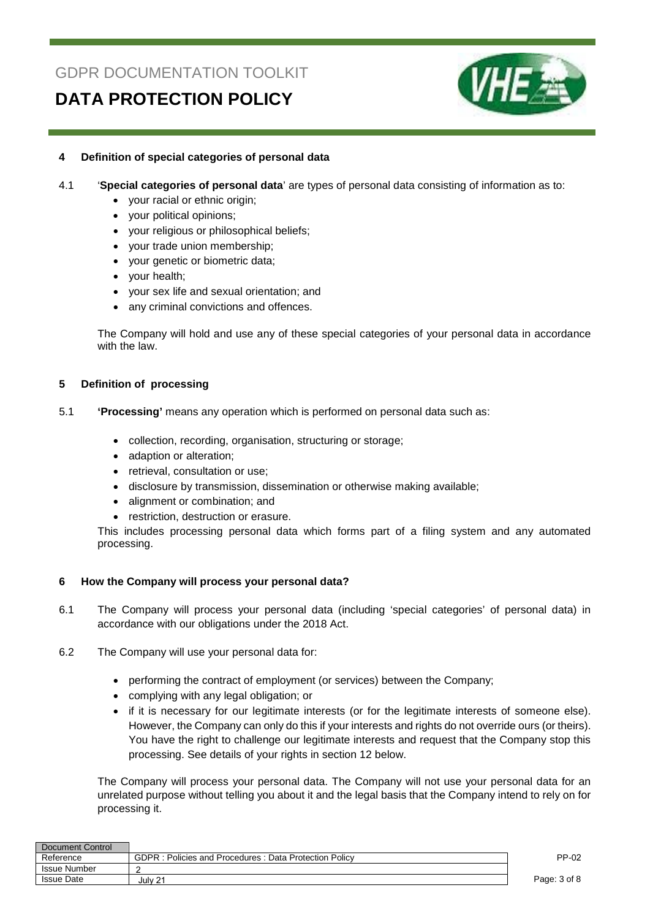## 4 Definition of special categories of personal data

4.1 '**Special categories of personal data**' are types of personal data consisting of information as to:

- your racial or ethnic origin;
- your political opinions;
- your religious or philosophical beliefs;
- your trade union membership;
- your genetic or biometric data;
- your health;
- your sex life and sexual orientation; and
- any criminal convictions and offences.

The Company will hold and use any of these special categories of your personal data in accordance with the law.

## 5 Definition of processing

5.1 **'Processing'** means any operation which is performed on personal data such as:

- collection, recording, organisation, structuring or storage;
- adaption or alteration;
- retrieval, consultation or use;
- disclosure by transmission, dissemination or otherwise making available;
- alignment or combination; and
- restriction, destruction or erasure.

This includes processing personal data which forms part of a filing system and any automated processing.

## 6 How the Company will process your personal data?

6.1 The Company will process your personal data (including 'special categories' of personal data) in accordance with our obligations under the 2018 Act.

6.2 The Company will use your personal data for:

- performing the contract of employment (or services) between the Company;
- complying with any legal obligation; or
- if it is necessary for our legitimate interests (or for the legitimate interests of someone else). However, the Company can only do this if your interests and rights do not override ours (or theirs). You have the right to challenge our legitimate interests and request that the Company stop this processing. See details of your rights in section 12 below.

The Company will process your personal data. The Company will not use your personal data for an unrelated purpose without telling you about it and the legal basis that the Company intend to rely on for processing it.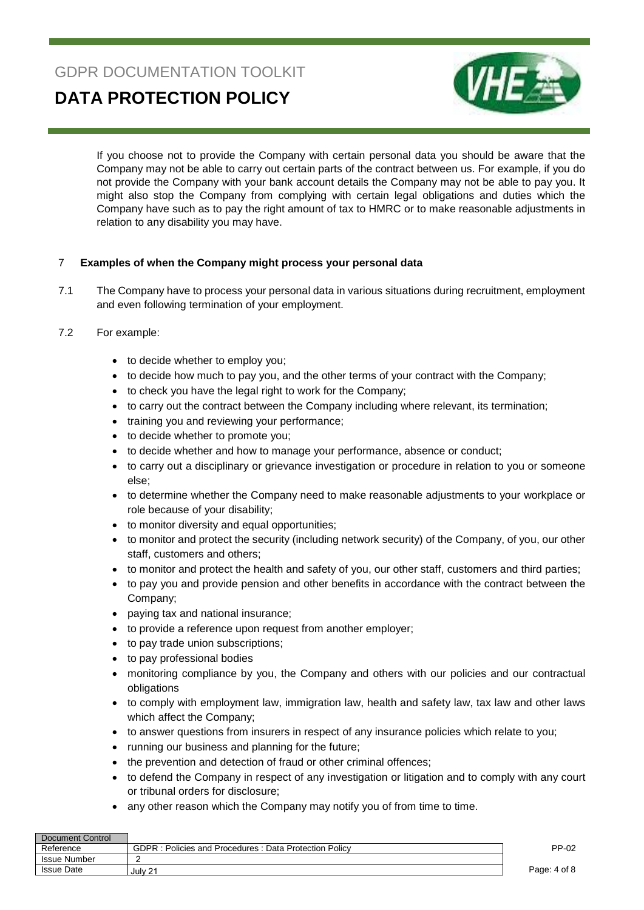If you choose not to provide the Company with certain personal data you should be aware that the Company may not be able to carry out certain parts of the contract between us. For example, if you do not provide the Company with your bank account details the Company may not be able to pay you. It might also stop the Company from complying with certain legal obligations and duties which the Company have such as to pay the right amount of tax to HMRC or to make reasonable adjustments in relation to any disability you may have.

## 7 Examples of when the Company might process your personal data

7.1 The Company have to process your personal data in various situations during recruitment, employment and even following termination of your employment.

7.2 For example:

- to decide whether to employ you;
- to decide how much to pay you, and the other terms of your contract with the Company;
- to check you have the legal right to work for the Company;
- to carry out the contract between the Company including where relevant, its termination;
- training you and reviewing your performance;
- to decide whether to promote you;
- to decide whether and how to manage your performance, absence or conduct;
- to carry out a disciplinary or grievance investigation or procedure in relation to you or someone else;
- to determine whether the Company need to make reasonable adjustments to your workplace or role because of your disability;
- to monitor diversity and equal opportunities;
- to monitor and protect the security (including network security) of the Company, of you, our other staff, customers and others;
- to monitor and protect the health and safety of you, our other staff, customers and third parties;
- to pay you and provide pension and other benefits in accordance with the contract between the Company;
- paying tax and national insurance;
- to provide a reference upon request from another employer;
- to pay trade union subscriptions;
- to pay professional bodies
- monitoring compliance by you, the Company and others with our policies and our contractual obligations
- to comply with employment law, immigration law, health and safety law, tax law and other laws which affect the Company;
- to answer questions from insurers in respect of any insurance policies which relate to you;
- running our business and planning for the future;
- the prevention and detection of fraud or other criminal offences;
- to defend the Company in respect of any investigation or litigation and to comply with any court or tribunal orders for disclosure;
- any other reason which the Company may notify you of from time to time.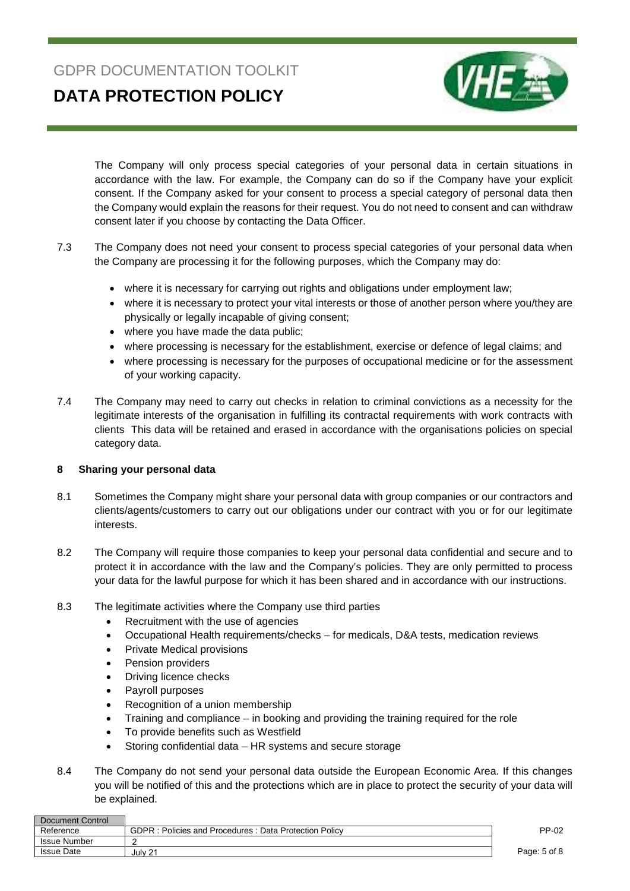The Company will only process special categories of your personal data in certain situations in accordance with the law. For example, the Company can do so if the Company have your explicit consent. If the Company asked for your consent to process a special category of personal data then the Company would explain the reasons for their request. You do not need to consent and can withdraw consent later if you choose by contacting the Data Officer.

7.3 The Company does not need your consent to process special categories of your personal data when the Company are processing it for the following purposes, which the Company may do:

- where it is necessary for carrying out rights and obligations under employment law;
- where it is necessary to protect your vital interests or those of another person where you/they are physically or legally incapable of giving consent;
- where you have made the data public;
- where processing is necessary for the establishment, exercise or defence of legal claims; and
- where processing is necessary for the purposes of occupational medicine or for the assessment of your working capacity.

7.4 The Company may need to carry out checks in relation to criminal convictions as a necessity for the legitimate interests of the organisation in fulfilling its contractal requirements with work contracts with clients This data will be retained and erased in accordance with the organisations policies on special category data.

## 8 Sharing your personal data

8.1 Sometimes the Company might share your personal data with group companies or our contractors and clients/agents/customers to carry out our obligations under our contract with you or for our legitimate interests.

8.2 The Company will require those companies to keep your personal data confidential and secure and to protect it in accordance with the law and the Company's policies. They are only permitted to process your data for the lawful purpose for which it has been shared and in accordance with our instructions.

8.3 The legitimate activities where the Company use third parties

- Recruitment with the use of agencies
- Occupational Health requirements/checks – for medicals, D&A tests, medication reviews
- Private Medical provisions
- Pension providers
- Driving licence checks
- Payroll purposes
- Recognition of a union membership
- Training and compliance – in booking and providing the training required for the role
- To provide benefits such as Westfield
- Storing confidential data – HR systems and secure storage

8.4 The Company do not send your personal data outside the European Economic Area. If this changes you will be notified of this and the protections which are in place to protect the security of your data will be explained.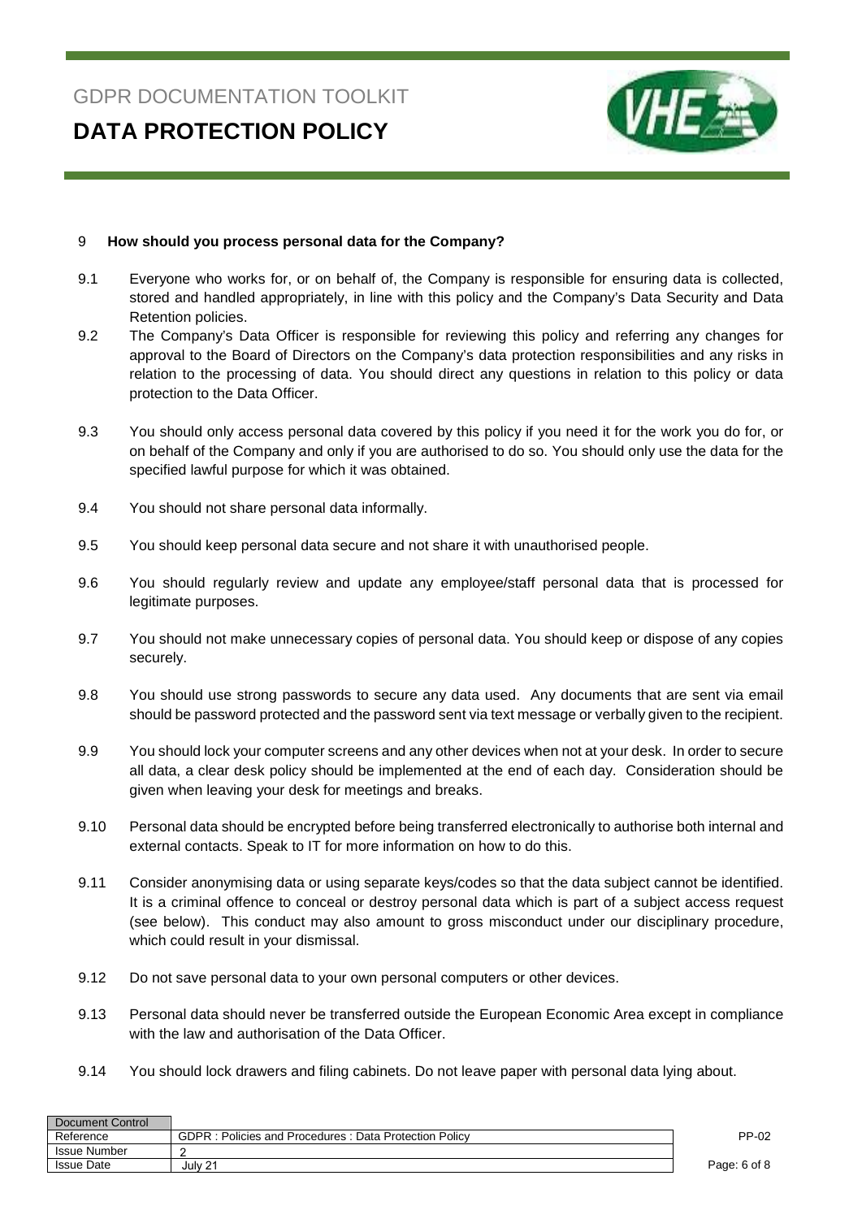## 9 How should you process personal data for the Company?

9.1 Everyone who works for, or on behalf of, the Company is responsible for ensuring data is collected, stored and handled appropriately, in line with this policy and the Company's Data Security and Data Retention policies.

9.2 The Company's Data Officer is responsible for reviewing this policy and referring any changes for approval to the Board of Directors on the Company's data protection responsibilities and any risks in relation to the processing of data. You should direct any questions in relation to this policy or data protection to the Data Officer.

9.3 You should only access personal data covered by this policy if you need it for the work you do for, or on behalf of the Company and only if you are authorised to do so. You should only use the data for the specified lawful purpose for which it was obtained.

9.4 You should not share personal data informally.

9.5 You should keep personal data secure and not share it with unauthorised people.

9.6 You should regularly review and update any employee/staff personal data that is processed for legitimate purposes.

9.7 You should not make unnecessary copies of personal data. You should keep or dispose of any copies securely.

9.8 You should use strong passwords to secure any data used. Any documents that are sent via email should be password protected and the password sent via text message or verbally given to the recipient.

9.9 You should lock your computer screens and any other devices when not at your desk. In order to secure all data, a clear desk policy should be implemented at the end of each day. Consideration should be given when leaving your desk for meetings and breaks.

9.10 Personal data should be encrypted before being transferred electronically to authorise both internal and external contacts. Speak to IT for more information on how to do this.

9.11 Consider anonymising data or using separate keys/codes so that the data subject cannot be identified. It is a criminal offence to conceal or destroy personal data which is part of a subject access request (see below). This conduct may also amount to gross misconduct under our disciplinary procedure, which could result in your dismissal.

9.12 Do not save personal data to your own personal computers or other devices.

9.13 Personal data should never be transferred outside the European Economic Area except in compliance with the law and authorisation of the Data Officer.

9.14 You should lock drawers and filing cabinets. Do not leave paper with personal data lying about.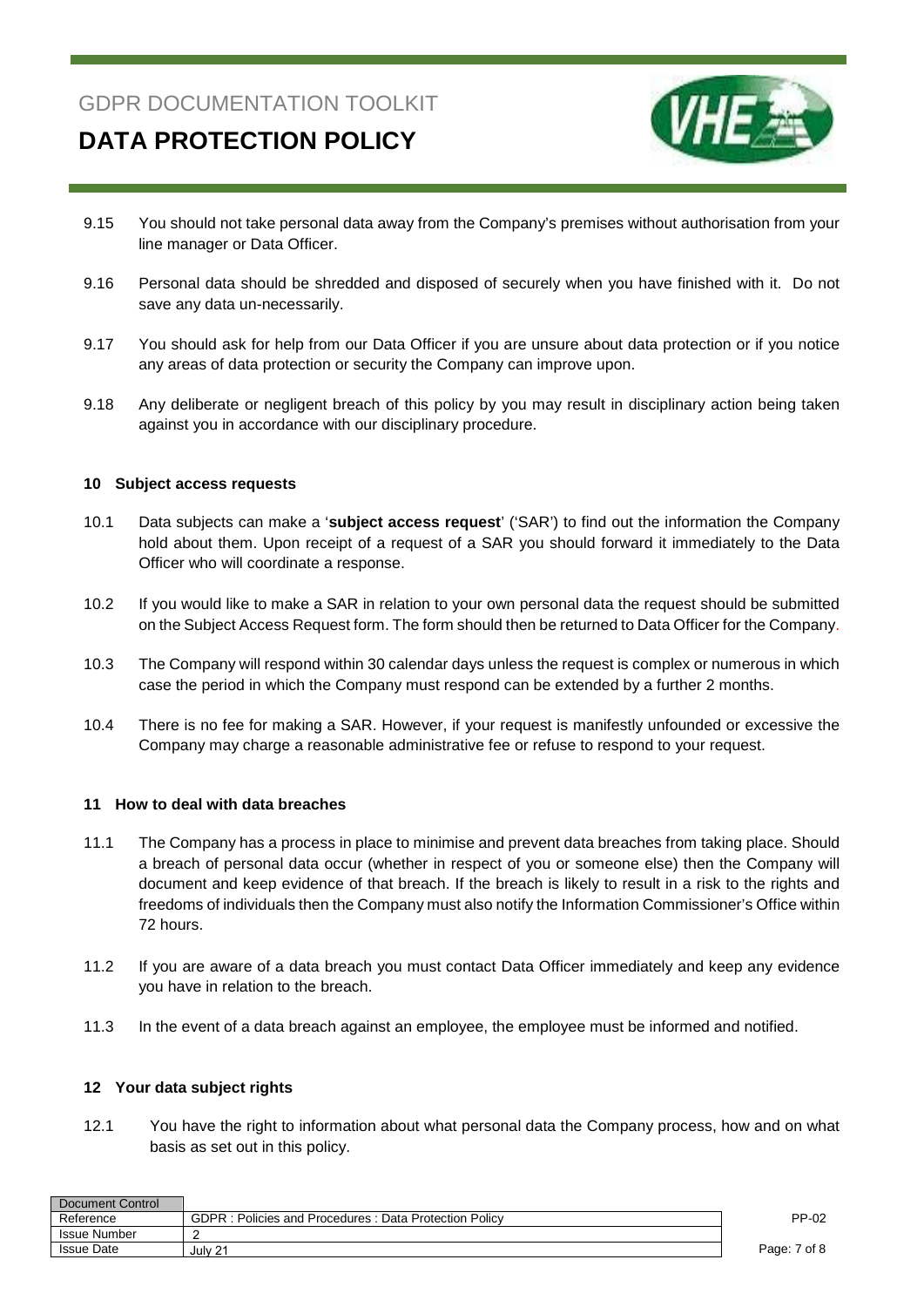9.15 You should not take personal data away from the Company's premises without authorisation from your line manager or Data Officer.

9.16 Personal data should be shredded and disposed of securely when you have finished with it. Do not save any data un-necessarily.

9.17 You should ask for help from our Data Officer if you are unsure about data protection or if you notice any areas of data protection or security the Company can improve upon.

9.18 Any deliberate or negligent breach of this policy by you may result in disciplinary action being taken against you in accordance with our disciplinary procedure.

## 10 Subject access requests

10.1 Data subjects can make a '**subject access request**' ('SAR') to find out the information the Company hold about them. Upon receipt of a request of a SAR you should forward it immediately to the Data Officer who will coordinate a response.

10.2 If you would like to make a SAR in relation to your own personal data the request should be submitted on the Subject Access Request form. The form should then be returned to Data Officer for the Company.

10.3 The Company will respond within 30 calendar days unless the request is complex or numerous in which case the period in which the Company must respond can be extended by a further 2 months.

10.4 There is no fee for making a SAR. However, if your request is manifestly unfounded or excessive the Company may charge a reasonable administrative fee or refuse to respond to your request.

## 11 How to deal with data breaches

11.1 The Company has a process in place to minimise and prevent data breaches from taking place. Should a breach of personal data occur (whether in respect of you or someone else) then the Company will document and keep evidence of that breach. If the breach is likely to result in a risk to the rights and freedoms of individuals then the Company must also notify the Information Commissioner's Office within 72 hours.

11.2 If you are aware of a data breach you must contact Data Officer immediately and keep any evidence you have in relation to the breach.

11.3 In the event of a data breach against an employee, the employee must be informed and notified.

## 12 Your data subject rights

12.1 You have the right to information about what personal data the Company process, how and on what basis as set out in this policy.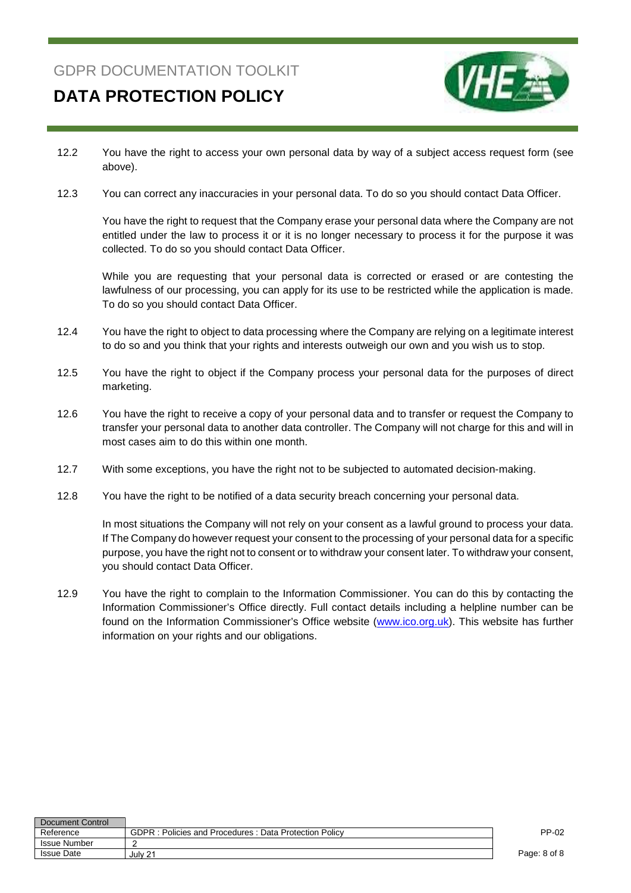12.2 You have the right to access your own personal data by way of a subject access request form (see above).

12.3 You can correct any inaccuracies in your personal data. To do so you should contact Data Officer.

You have the right to request that the Company erase your personal data where the Company are not entitled under the law to process it or it is no longer necessary to process it for the purpose it was collected. To do so you should contact Data Officer.

While you are requesting that your personal data is corrected or erased or are contesting the lawfulness of our processing, you can apply for its use to be restricted while the application is made. To do so you should contact Data Officer.

12.4 You have the right to object to data processing where the Company are relying on a legitimate interest to do so and you think that your rights and interests outweigh our own and you wish us to stop.

12.5 You have the right to object if the Company process your personal data for the purposes of direct marketing.

12.6 You have the right to receive a copy of your personal data and to transfer or request the Company to transfer your personal data to another data controller. The Company will not charge for this and will in most cases aim to do this within one month.

12.7 With some exceptions, you have the right not to be subjected to automated decision-making.

12.8 You have the right to be notified of a data security breach concerning your personal data.

In most situations the Company will not rely on your consent as a lawful ground to process your data. If The Company do however request your consent to the processing of your personal data for a specific purpose, you have the right not to consent or to withdraw your consent later. To withdraw your consent, you should contact Data Officer.

12.9 You have the right to complain to the Information Commissioner. You can do this by contacting the Information Commissioner's Office directly. Full contact details including a helpline number can be found on the Information Commissioner's Office website (www.ico.org.uk). This website has further information on your rights and our obligations.